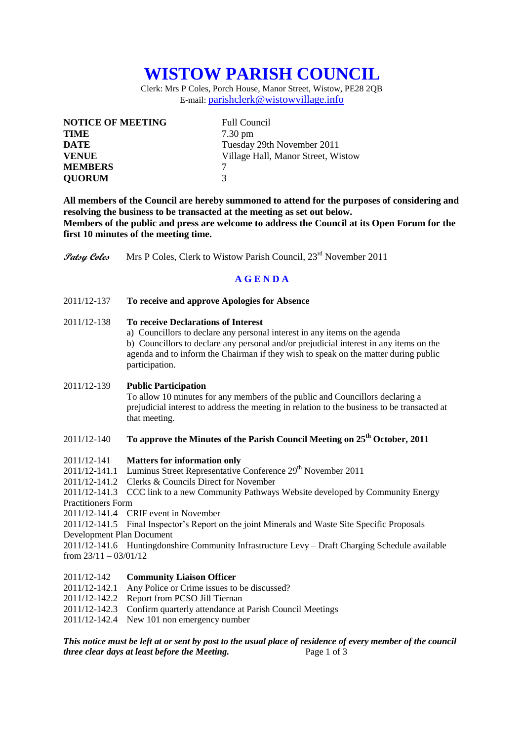# WISTOW PARISH COUNCIL

Clerk: Mrs P Coles, Porch House, Manor Street, Wistow, PE28 2QB
E-mail: parishclerk@wistowvillage.info

| | |
|---|---|
| **NOTICE OF MEETING** | Full Council |
| **TIME** | 7.30 pm |
| **DATE** | Tuesday 29th November 2011 |
| **VENUE** | Village Hall, Manor Street, Wistow |
| **MEMBERS** | 7 |
| **QUORUM** | 3 |

**All members of the Council are hereby summoned to attend for the purposes of considering and resolving the business to be transacted at the meeting as set out below.**
**Members of the public and press are welcome to address the Council at its Open Forum for the first 10 minutes of the meeting time.**

*Patsy Coles* Mrs P Coles, Clerk to Wistow Parish Council, 23rd November 2011

## AGENDA

2011/12-137 **To receive and approve Apologies for Absence**

2011/12-138 **To receive Declarations of Interest**
a) Councillors to declare any personal interest in any items on the agenda
b) Councillors to declare any personal and/or prejudicial interest in any items on the agenda and to inform the Chairman if they wish to speak on the matter during public participation.

2011/12-139 **Public Participation**
To allow 10 minutes for any members of the public and Councillors declaring a prejudicial interest to address the meeting in relation to the business to be transacted at that meeting.

2011/12-140 **To approve the Minutes of the Parish Council Meeting on 25th October, 2011**

2011/12-141 **Matters for information only**
2011/12-141.1 Luminus Street Representative Conference 29th November 2011
2011/12-141.2 Clerks & Councils Direct for November
2011/12-141.3 CCC link to a new Community Pathways Website developed by Community Energy Practitioners Form
2011/12-141.4 CRIF event in November
2011/12-141.5 Final Inspector's Report on the joint Minerals and Waste Site Specific Proposals Development Plan Document
2011/12-141.6 Huntingdonshire Community Infrastructure Levy – Draft Charging Schedule available from 23/11 – 03/01/12

2011/12-142 **Community Liaison Officer**
2011/12-142.1 Any Police or Crime issues to be discussed?
2011/12-142.2 Report from PCSO Jill Tiernan
2011/12-142.3 Confirm quarterly attendance at Parish Council Meetings
2011/12-142.4 New 101 non emergency number

***This notice must be left at or sent by post to the usual place of residence of every member of the council three clear days at least before the Meeting.***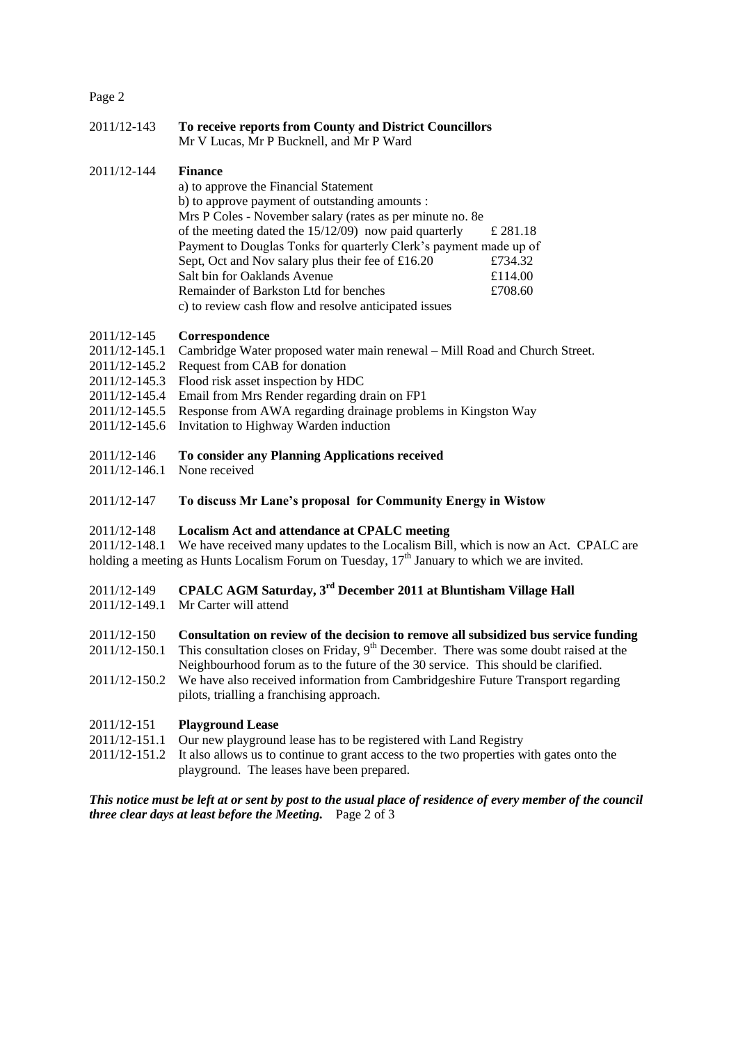2011/12-143 **To receive reports from County and District Councillors**
Mr V Lucas, Mr P Bucknell, and Mr P Ward

2011/12-144 **Finance**

a) to approve the Financial Statement

b) to approve payment of outstanding amounts :

| Item | Amount |
|---|---|
| Mrs P Coles - November salary (rates as per minute no. 8e of the meeting dated the 15/12/09) now paid quarterly | £ 281.18 |
| Payment to Douglas Tonks for quarterly Clerk's payment made up of Sept, Oct and Nov salary plus their fee of £16.20 | £734.32 |
| Salt bin for Oaklands Avenue | £114.00 |
| Remainder of Barkston Ltd for benches | £708.60 |

c) to review cash flow and resolve anticipated issues

2011/12-145 **Correspondence**

2011/12-145.1 Cambridge Water proposed water main renewal – Mill Road and Church Street.

2011/12-145.2 Request from CAB for donation

2011/12-145.3 Flood risk asset inspection by HDC

2011/12-145.4 Email from Mrs Render regarding drain on FP1

2011/12-145.5 Response from AWA regarding drainage problems in Kingston Way

2011/12-145.6 Invitation to Highway Warden induction

2011/12-146 **To consider any Planning Applications received**

2011/12-146.1 None received

2011/12-147 **To discuss Mr Lane's proposal for Community Energy in Wistow**

2011/12-148 **Localism Act and attendance at CPALC meeting**

2011/12-148.1 We have received many updates to the Localism Bill, which is now an Act. CPALC are holding a meeting as Hunts Localism Forum on Tuesday, 17th January to which we are invited.

2011/12-149 **CPALC AGM Saturday, 3rd December 2011 at Bluntisham Village Hall**

2011/12-149.1 Mr Carter will attend

2011/12-150 **Consultation on review of the decision to remove all subsidized bus service funding**

2011/12-150.1 This consultation closes on Friday, 9th December. There was some doubt raised at the Neighbourhood forum as to the future of the 30 service. This should be clarified.

2011/12-150.2 We have also received information from Cambridgeshire Future Transport regarding pilots, trialling a franchising approach.

2011/12-151 **Playground Lease**

2011/12-151.1 Our new playground lease has to be registered with Land Registry

2011/12-151.2 It also allows us to continue to grant access to the two properties with gates onto the playground. The leases have been prepared.

***This notice must be left at or sent by post to the usual place of residence of every member of the council three clear days at least before the Meeting.***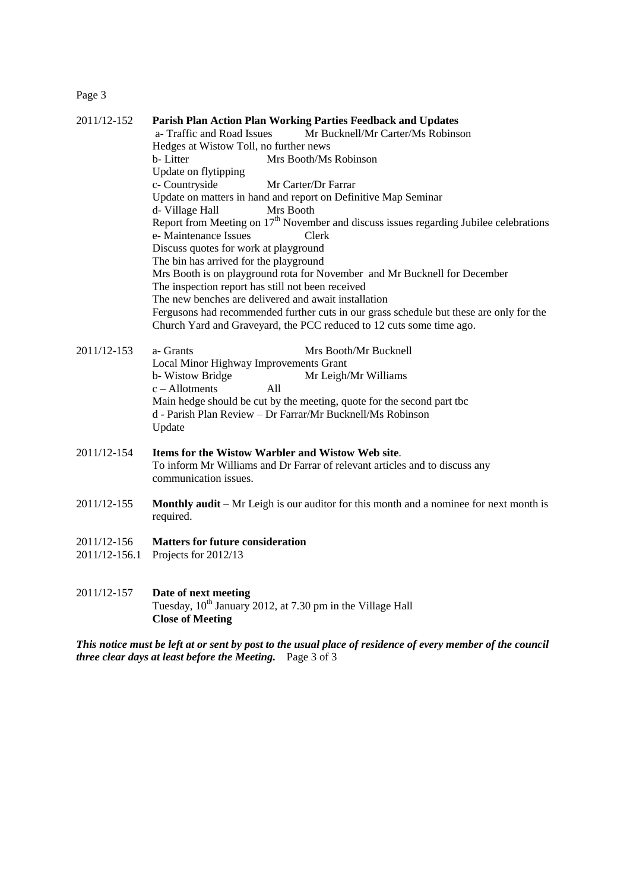2011/12-152 **Parish Plan Action Plan Working Parties Feedback and Updates**

a- Traffic and Road Issues Mr Bucknell/Mr Carter/Ms Robinson
Hedges at Wistow Toll, no further news

b- Litter Mrs Booth/Ms Robinson
Update on flytipping

c- Countryside Mr Carter/Dr Farrar
Update on matters in hand and report on Definitive Map Seminar

d- Village Hall Mrs Booth
Report from Meeting on 17th November and discuss issues regarding Jubilee celebrations

e- Maintenance Issues Clerk
Discuss quotes for work at playground
The bin has arrived for the playground
Mrs Booth is on playground rota for November and Mr Bucknell for December
The inspection report has still not been received
The new benches are delivered and await installation
Fergusons had recommended further cuts in our grass schedule but these are only for the Church Yard and Graveyard, the PCC reduced to 12 cuts some time ago.

2011/12-153 a- Grants Mrs Booth/Mr Bucknell
Local Minor Highway Improvements Grant

b- Wistow Bridge Mr Leigh/Mr Williams

c – Allotments All
Main hedge should be cut by the meeting, quote for the second part tbc

d - Parish Plan Review – Dr Farrar/Mr Bucknell/Ms Robinson
Update

2011/12-154 **Items for the Wistow Warbler and Wistow Web site**.
To inform Mr Williams and Dr Farrar of relevant articles and to discuss any communication issues.

2011/12-155 **Monthly audit** – Mr Leigh is our auditor for this month and a nominee for next month is required.

2011/12-156 **Matters for future consideration**

2011/12-156.1 Projects for 2012/13

2011/12-157 **Date of next meeting**
Tuesday, 10th January 2012, at 7.30 pm in the Village Hall
**Close of Meeting**

***This notice must be left at or sent by post to the usual place of residence of every member of the council three clear days at least before the Meeting.***